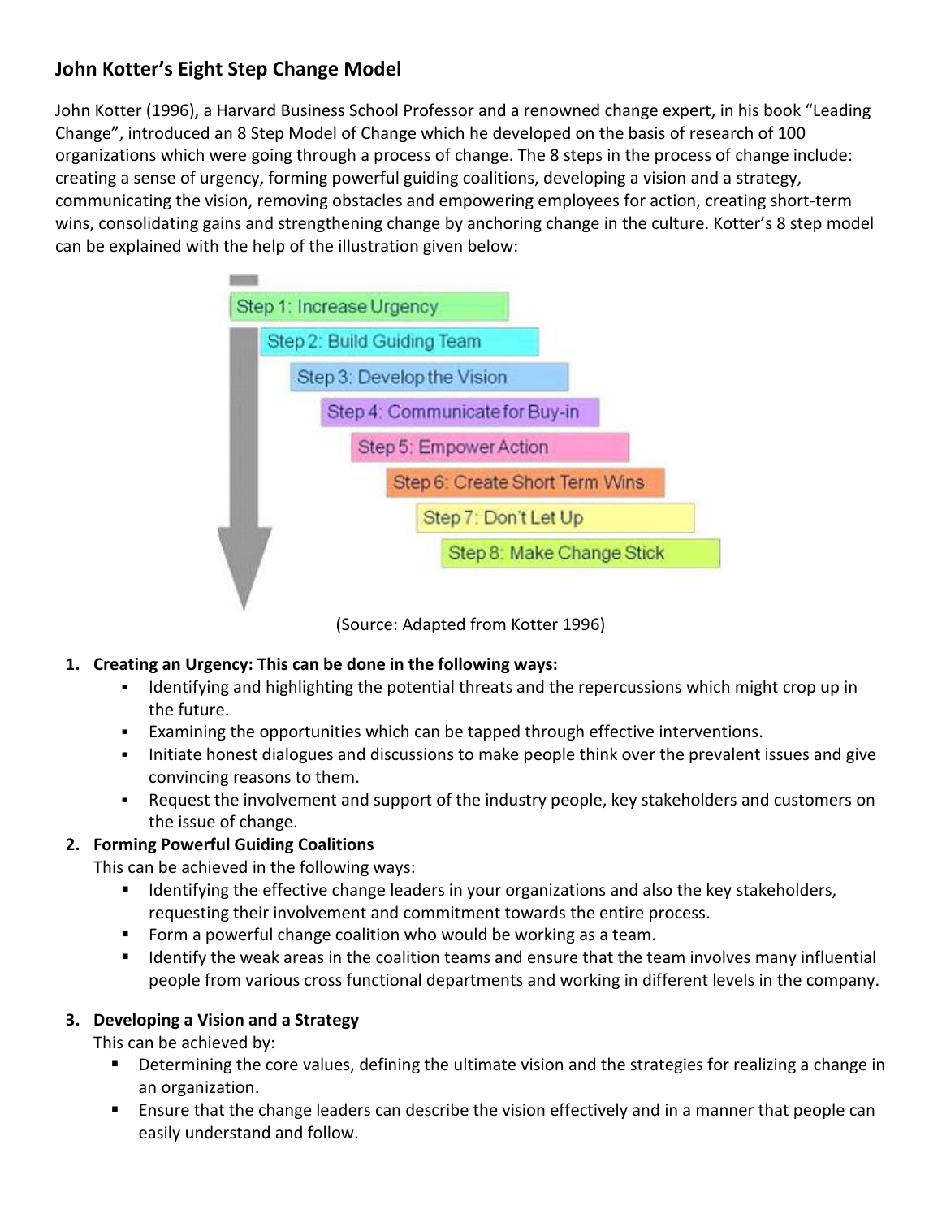## John Kotter's Eight Step Change Model

John Kotter (1996), a Harvard Business School Professor and a renowned change expert, in his book "Leading Change", introduced an 8 Step Model of Change which he developed on the basis of research of 100 organizations which were going through a process of change. The 8 steps in the process of change include: creating a sense of urgency, forming powerful guiding coalitions, developing a vision and a strategy, communicating the vision, removing obstacles and empowering employees for action, creating short-term wins, consolidating gains and strengthening change by anchoring change in the culture. Kotter's 8 step model can be explained with the help of the illustration given below:

- Step 1: Increase Urgency
- Step 2: Build Guiding Team
- Step 3: Develop the Vision
- Step 4: Communicate for Buy-in
- Step 5: Empower Action
- Step 6: Create Short Term Wins
- Step 7: Don't Let Up
- Step 8: Make Change Stick

(Source: Adapted from Kotter 1996)

1. **Creating an Urgency: This can be done in the following ways:**
    - Identifying and highlighting the potential threats and the repercussions which might crop up in the future.
    - Examining the opportunities which can be tapped through effective interventions.
    - Initiate honest dialogues and discussions to make people think over the prevalent issues and give convincing reasons to them.
    - Request the involvement and support of the industry people, key stakeholders and customers on the issue of change.
2. **Forming Powerful Guiding Coalitions**

   This can be achieved in the following ways:
    - Identifying the effective change leaders in your organizations and also the key stakeholders, requesting their involvement and commitment towards the entire process.
    - Form a powerful change coalition who would be working as a team.
    - Identify the weak areas in the coalition teams and ensure that the team involves many influential people from various cross functional departments and working in different levels in the company.
3. **Developing a Vision and a Strategy**

   This can be achieved by:
    - Determining the core values, defining the ultimate vision and the strategies for realizing a change in an organization.
    - Ensure that the change leaders can describe the vision effectively and in a manner that people can easily understand and follow.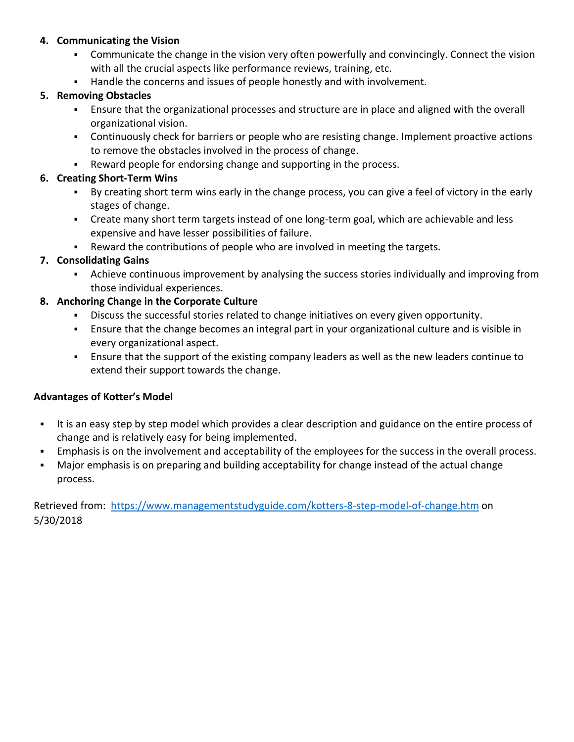4. **Communicating the Vision**
    - Communicate the change in the vision very often powerfully and convincingly. Connect the vision with all the crucial aspects like performance reviews, training, etc.
    - Handle the concerns and issues of people honestly and with involvement.
5. **Removing Obstacles**
    - Ensure that the organizational processes and structure are in place and aligned with the overall organizational vision.
    - Continuously check for barriers or people who are resisting change. Implement proactive actions to remove the obstacles involved in the process of change.
    - Reward people for endorsing change and supporting in the process.
6. **Creating Short-Term Wins**
    - By creating short term wins early in the change process, you can give a feel of victory in the early stages of change.
    - Create many short term targets instead of one long-term goal, which are achievable and less expensive and have lesser possibilities of failure.
    - Reward the contributions of people who are involved in meeting the targets.
7. **Consolidating Gains**
    - Achieve continuous improvement by analysing the success stories individually and improving from those individual experiences.
8. **Anchoring Change in the Corporate Culture**
    - Discuss the successful stories related to change initiatives on every given opportunity.
    - Ensure that the change becomes an integral part in your organizational culture and is visible in every organizational aspect.
    - Ensure that the support of the existing company leaders as well as the new leaders continue to extend their support towards the change.

**Advantages of Kotter's Model**

- It is an easy step by step model which provides a clear description and guidance on the entire process of change and is relatively easy for being implemented.
- Emphasis is on the involvement and acceptability of the employees for the success in the overall process.
- Major emphasis is on preparing and building acceptability for change instead of the actual change process.

Retrieved from: [https://www.managementstudyguide.com/kotters-8-step-model-of-change.htm](https://www.managementstudyguide.com/kotters-8-step-model-of-change.htm) on 5/30/2018